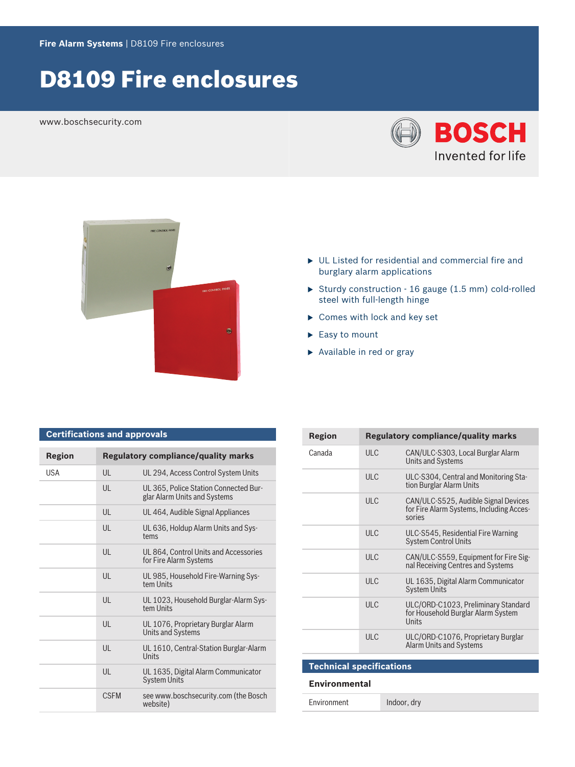**Fire Alarm Systems** | D8109 Fire enclosures

# D8109 Fire enclosures

www.boschsecurity.com

- UL Listed for residential and commercial fire and burglary alarm applications
- Sturdy construction - 16 gauge (1.5 mm) cold-rolled steel with full-length hinge
- Comes with lock and key set
- Easy to mount
- Available in red or gray

## Certifications and approvals

| Region | Regulatory compliance/quality marks | |
|---|---|---|
| USA | UL | UL 294, Access Control System Units |
| | UL | UL 365, Police Station Connected Burglar Alarm Units and Systems |
| | UL | UL 464, Audible Signal Appliances |
| | UL | UL 636, Holdup Alarm Units and Systems |
| | UL | UL 864, Control Units and Accessories for Fire Alarm Systems |
| | UL | UL 985, Household Fire-Warning System Units |
| | UL | UL 1023, Household Burglar-Alarm System Units |
| | UL | UL 1076, Proprietary Burglar Alarm Units and Systems |
| | UL | UL 1610, Central-Station Burglar-Alarm Units |
| | UL | UL 1635, Digital Alarm Communicator System Units |
| | CSFM | see www.boschsecurity.com (the Bosch website) |
| Canada | ULC | CAN/ULC-S303, Local Burglar Alarm Units and Systems |
| | ULC | ULC-S304, Central and Monitoring Station Burglar Alarm Units |
| | ULC | CAN/ULC-S525, Audible Signal Devices for Fire Alarm Systems, Including Accessories |
| | ULC | ULC-S545, Residential Fire Warning System Control Units |
| | ULC | CAN/ULC-S559, Equipment for Fire Signal Receiving Centres and Systems |
| | ULC | UL 1635, Digital Alarm Communicator System Units |
| | ULC | ULC/ORD-C1023, Preliminary Standard for Household Burglar Alarm System Units |
| | ULC | ULC/ORD-C1076, Proprietary Burglar Alarm Units and Systems |

## Technical specifications

### Environmental

| Environment | Indoor, dry |
|---|---|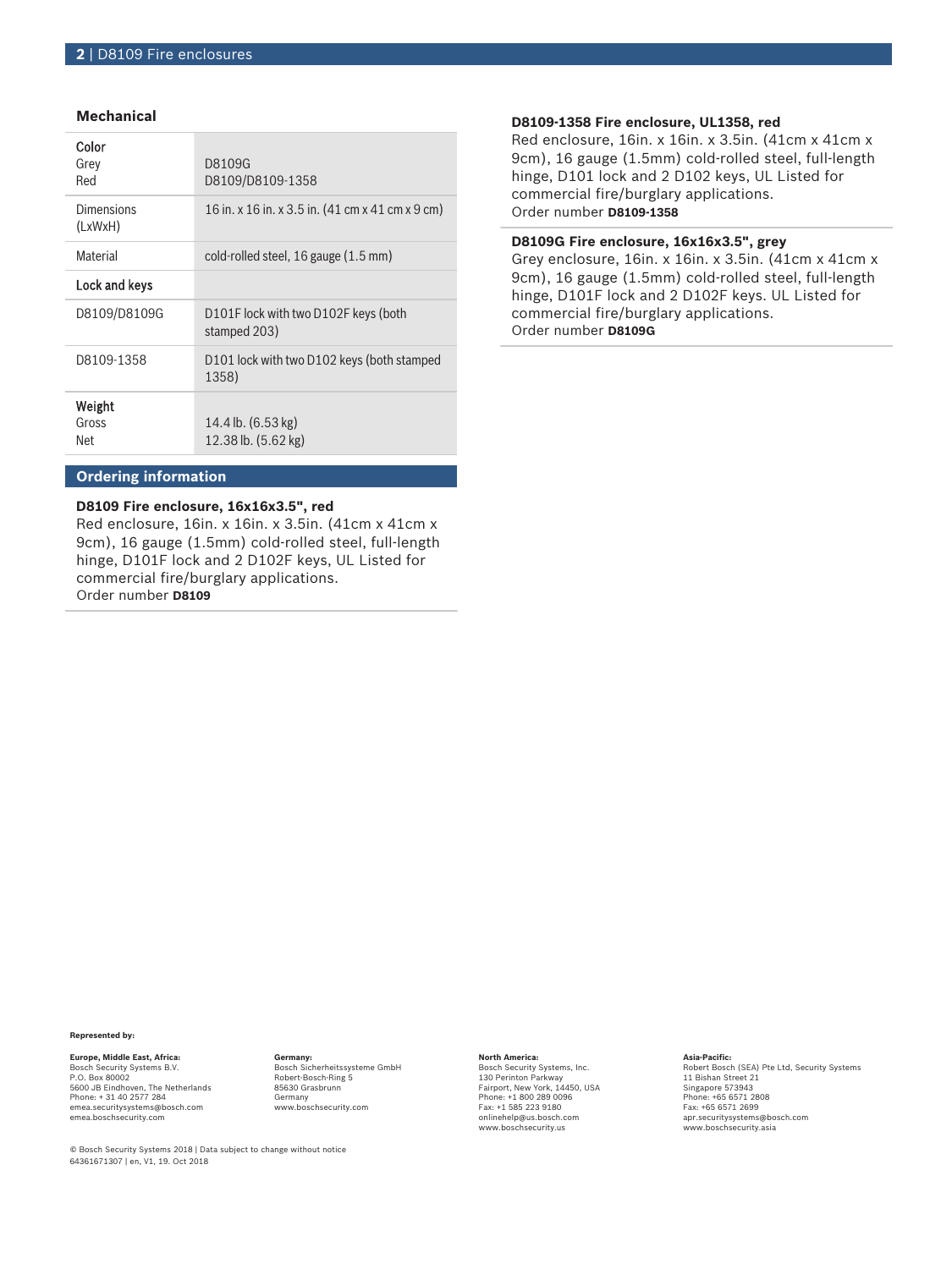## Mechanical

| | |
|---|---|
| **Color**<br>Grey<br>Red | <br>D8109G<br>D8109/D8109-1358 |
| Dimensions (LxWxH) | 16 in. x 16 in. x 3.5 in. (41 cm x 41 cm x 9 cm) |
| Material | cold-rolled steel, 16 gauge (1.5 mm) |
| **Lock and keys** | |
| D8109/D8109G | D101F lock with two D102F keys (both stamped 203) |
| D8109-1358 | D101 lock with two D102 keys (both stamped 1358) |
| **Weight**<br>Gross<br>Net | <br>14.4 lb. (6.53 kg)<br>12.38 lb. (5.62 kg) |

## Ordering information

**D8109 Fire enclosure, 16x16x3.5", red**
Red enclosure, 16in. x 16in. x 3.5in. (41cm x 41cm x 9cm), 16 gauge (1.5mm) cold-rolled steel, full-length hinge, D101F lock and 2 D102F keys, UL Listed for commercial fire/burglary applications.
Order number **D8109**

**D8109-1358 Fire enclosure, UL1358, red**
Red enclosure, 16in. x 16in. x 3.5in. (41cm x 41cm x 9cm), 16 gauge (1.5mm) cold-rolled steel, full-length hinge, D101 lock and 2 D102 keys, UL Listed for commercial fire/burglary applications.
Order number **D8109-1358**

**D8109G Fire enclosure, 16x16x3.5", grey**
Grey enclosure, 16in. x 16in. x 3.5in. (41cm x 41cm x 9cm), 16 gauge (1.5mm) cold-rolled steel, full-length hinge, D101F lock and 2 D102F keys. UL Listed for commercial fire/burglary applications.
Order number **D8109G**

**Represented by:**

**Europe, Middle East, Africa:**
Bosch Security Systems B.V.
P.O. Box 80002
5600 JB Eindhoven, The Netherlands
Phone: + 31 40 2577 284
emea.securitysystems@bosch.com
emea.boschsecurity.com

**Germany:**
Bosch Sicherheitssysteme GmbH
Robert-Bosch-Ring 5
85630 Grasbrunn
Germany
www.boschsecurity.com

**North America:**
Bosch Security Systems, Inc.
130 Perinton Parkway
Fairport, New York, 14450, USA
Phone: +1 800 289 0096
Fax: +1 585 223 9180
onlinehelp@us.bosch.com
www.boschsecurity.us

**Asia-Pacific:**
Robert Bosch (SEA) Pte Ltd, Security Systems
11 Bishan Street 21
Singapore 573943
Phone: +65 6571 2808
Fax: +65 6571 2699
apr.securitysystems@bosch.com
www.boschsecurity.asia

© Bosch Security Systems 2018 | Data subject to change without notice
64361671307 | en, V1, 19. Oct 2018